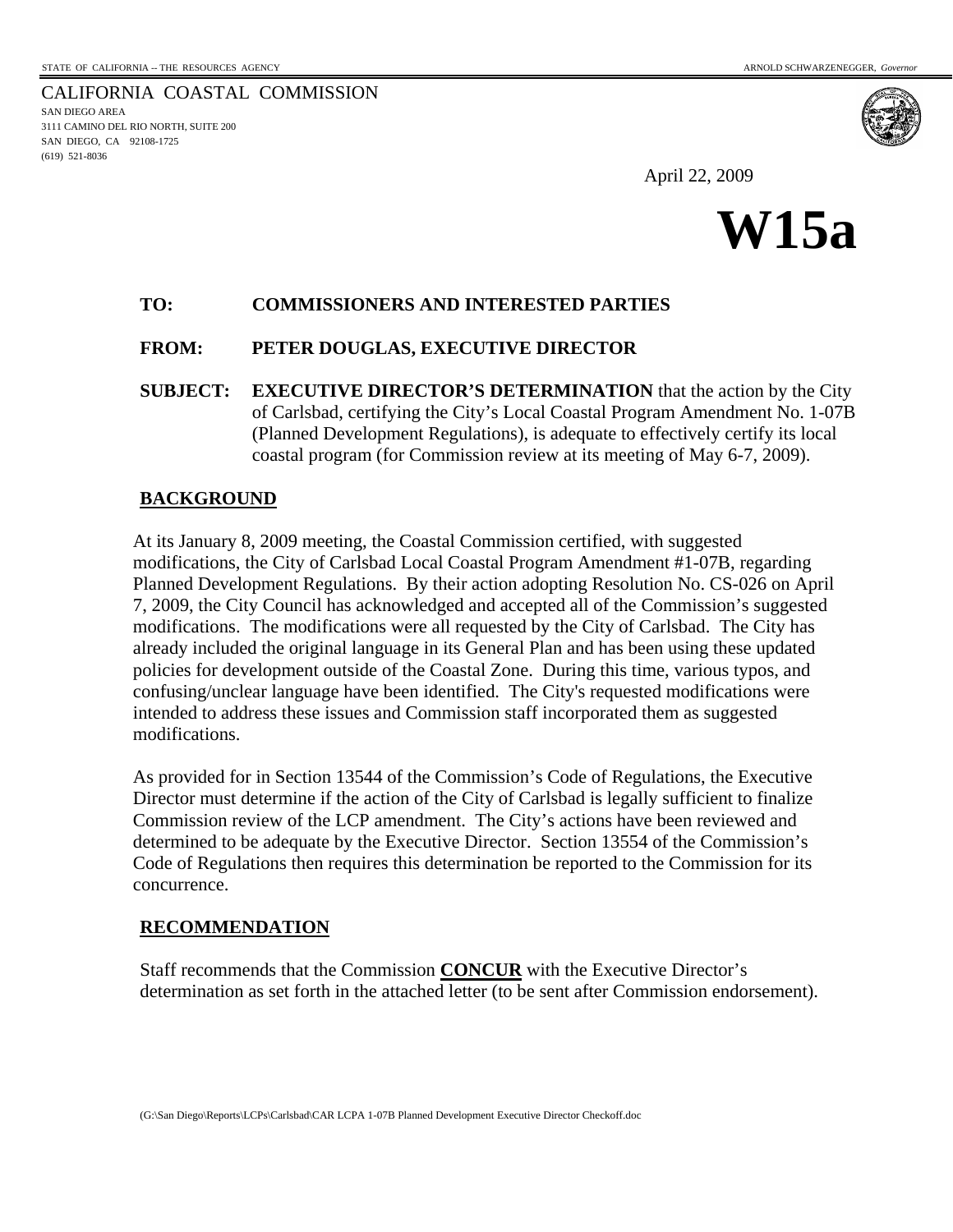STATE OF CALIFORNIA -- THE RESOURCES AGENCY ARNOLD SCHWARZENEGGER, *Governor*

CALIFORNIA COASTAL COMMISSION
SAN DIEGO AREA
3111 CAMINO DEL RIO NORTH, SUITE 200
SAN DIEGO, CA 92108-1725
(619) 521-8036

April 22, 2009

# W15a

**TO:** **COMMISSIONERS AND INTERESTED PARTIES**

**FROM:** **PETER DOUGLAS, EXECUTIVE DIRECTOR**

**SUBJECT:** **EXECUTIVE DIRECTOR'S DETERMINATION** that the action by the City of Carlsbad, certifying the City's Local Coastal Program Amendment No. 1-07B (Planned Development Regulations), is adequate to effectively certify its local coastal program (for Commission review at its meeting of May 6-7, 2009).

## BACKGROUND

At its January 8, 2009 meeting, the Coastal Commission certified, with suggested modifications, the City of Carlsbad Local Coastal Program Amendment #1-07B, regarding Planned Development Regulations. By their action adopting Resolution No. CS-026 on April 7, 2009, the City Council has acknowledged and accepted all of the Commission's suggested modifications. The modifications were all requested by the City of Carlsbad. The City has already included the original language in its General Plan and has been using these updated policies for development outside of the Coastal Zone. During this time, various typos, and confusing/unclear language have been identified. The City's requested modifications were intended to address these issues and Commission staff incorporated them as suggested modifications.

As provided for in Section 13544 of the Commission's Code of Regulations, the Executive Director must determine if the action of the City of Carlsbad is legally sufficient to finalize Commission review of the LCP amendment. The City's actions have been reviewed and determined to be adequate by the Executive Director. Section 13554 of the Commission's Code of Regulations then requires this determination be reported to the Commission for its concurrence.

## RECOMMENDATION

Staff recommends that the Commission **CONCUR** with the Executive Director's determination as set forth in the attached letter (to be sent after Commission endorsement).

(G:\San Diego\Reports\LCPs\Carlsbad\CAR LCPA 1-07B Planned Development Executive Director Checkoff.doc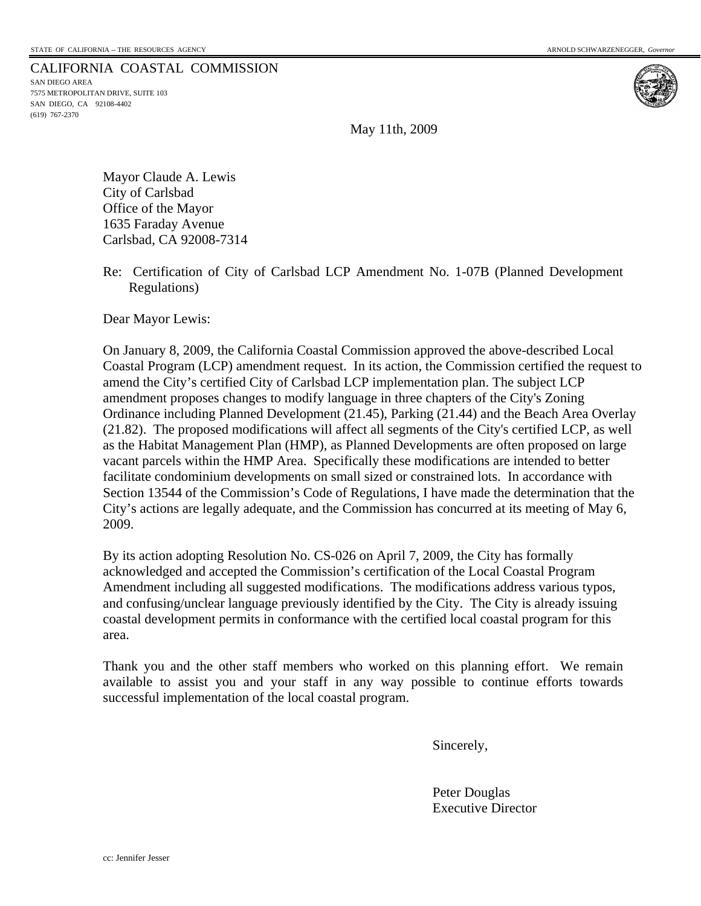STATE OF CALIFORNIA -- THE RESOURCES AGENCY ARNOLD SCHWARZENEGGER, *Governor*

CALIFORNIA COASTAL COMMISSION
SAN DIEGO AREA
7575 METROPOLITAN DRIVE, SUITE 103
SAN DIEGO, CA 92108-4402
(619) 767-2370

May 11th, 2009

Mayor Claude A. Lewis
City of Carlsbad
Office of the Mayor
1635 Faraday Avenue
Carlsbad, CA 92008-7314

Re: Certification of City of Carlsbad LCP Amendment No. 1-07B (Planned Development Regulations)

Dear Mayor Lewis:

On January 8, 2009, the California Coastal Commission approved the above-described Local Coastal Program (LCP) amendment request. In its action, the Commission certified the request to amend the City's certified City of Carlsbad LCP implementation plan. The subject LCP amendment proposes changes to modify language in three chapters of the City's Zoning Ordinance including Planned Development (21.45), Parking (21.44) and the Beach Area Overlay (21.82). The proposed modifications will affect all segments of the City's certified LCP, as well as the Habitat Management Plan (HMP), as Planned Developments are often proposed on large vacant parcels within the HMP Area. Specifically these modifications are intended to better facilitate condominium developments on small sized or constrained lots. In accordance with Section 13544 of the Commission's Code of Regulations, I have made the determination that the City's actions are legally adequate, and the Commission has concurred at its meeting of May 6, 2009.

By its action adopting Resolution No. CS-026 on April 7, 2009, the City has formally acknowledged and accepted the Commission's certification of the Local Coastal Program Amendment including all suggested modifications. The modifications address various typos, and confusing/unclear language previously identified by the City. The City is already issuing coastal development permits in conformance with the certified local coastal program for this area.

Thank you and the other staff members who worked on this planning effort. We remain available to assist you and your staff in any way possible to continue efforts towards successful implementation of the local coastal program.

Sincerely,

Peter Douglas
Executive Director

cc: Jennifer Jesser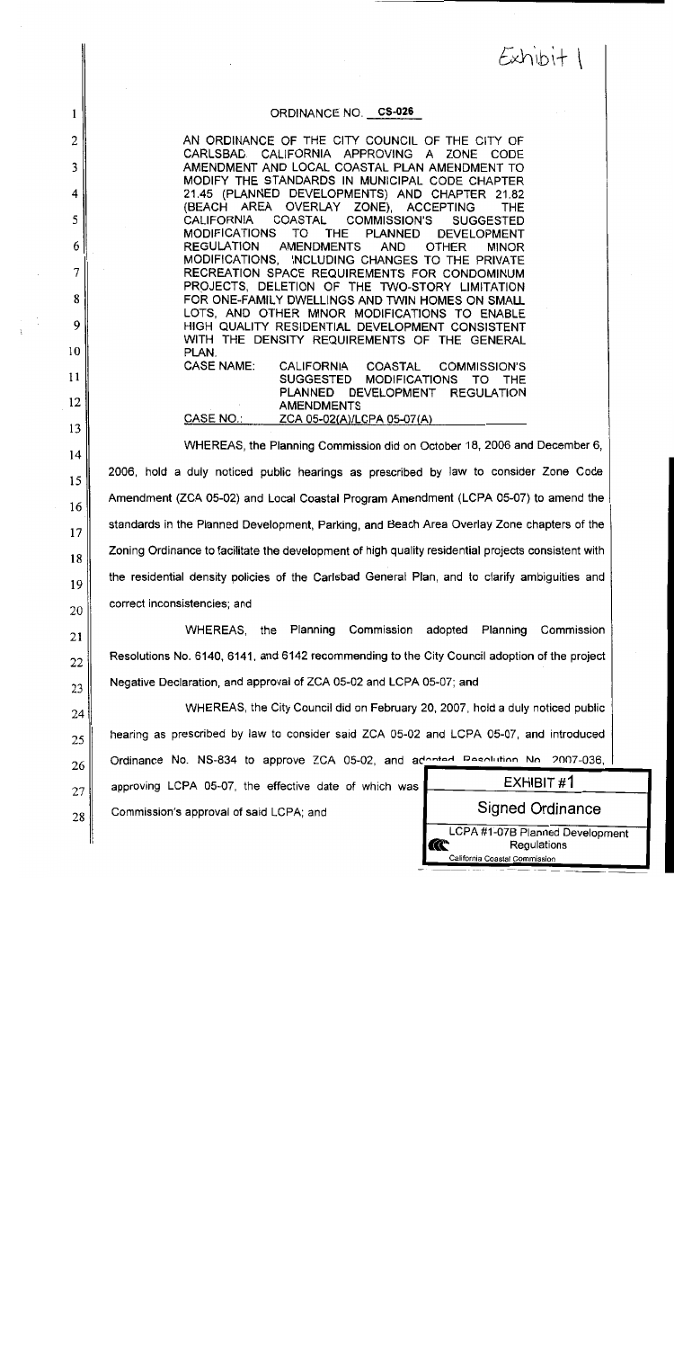Exhibit 1

ORDINANCE NO. CS-026

AN ORDINANCE OF THE CITY COUNCIL OF THE CITY OF CARLSBAD, CALIFORNIA APPROVING A ZONE CODE AMENDMENT AND LOCAL COASTAL PLAN AMENDMENT TO MODIFY THE STANDARDS IN MUNICIPAL CODE CHAPTER 21.45 (PLANNED DEVELOPMENTS) AND CHAPTER 21.82 (BEACH AREA OVERLAY ZONE), ACCEPTING THE CALIFORNIA COASTAL COMMISSION'S SUGGESTED MODIFICATIONS TO THE PLANNED DEVELOPMENT REGULATION AMENDMENTS AND OTHER MINOR MODIFICATIONS, INCLUDING CHANGES TO THE PRIVATE RECREATION SPACE REQUIREMENTS FOR CONDOMINUM PROJECTS, DELETION OF THE TWO-STORY LIMITATION FOR ONE-FAMILY DWELLINGS AND TWIN HOMES ON SMALL LOTS, AND OTHER MINOR MODIFICATIONS TO ENABLE HIGH QUALITY RESIDENTIAL DEVELOPMENT CONSISTENT WITH THE DENSITY REQUIREMENTS OF THE GENERAL PLAN.

CASE NAME: CALIFORNIA COASTAL COMMISSION'S SUGGESTED MODIFICATIONS TO THE PLANNED DEVELOPMENT REGULATION AMENDMENTS

CASE NO.: ZCA 05-02(A)/LCPA 05-07(A)

WHEREAS, the Planning Commission did on October 18, 2006 and December 6, 2006, hold a duly noticed public hearings as prescribed by law to consider Zone Code Amendment (ZCA 05-02) and Local Coastal Program Amendment (LCPA 05-07) to amend the standards in the Planned Development, Parking, and Beach Area Overlay Zone chapters of the Zoning Ordinance to facilitate the development of high quality residential projects consistent with the residential density policies of the Carlsbad General Plan, and to clarify ambiguities and correct inconsistencies; and

WHEREAS, the Planning Commission adopted Planning Commission Resolutions No. 6140, 6141, and 6142 recommending to the City Council adoption of the project Negative Declaration, and approval of ZCA 05-02 and LCPA 05-07; and

WHEREAS, the City Council did on February 20, 2007, hold a duly noticed public hearing as prescribed by law to consider said ZCA 05-02 and LCPA 05-07, and introduced Ordinance No. NS-834 to approve ZCA 05-02, and adopted Resolution No. 2007-036, approving LCPA 05-07, the effective date of which was [...] Commission's approval of said LCPA; and

EXHIBIT #1

Signed Ordinance

LCPA #1-07B Planned Development Regulations

California Coastal Commission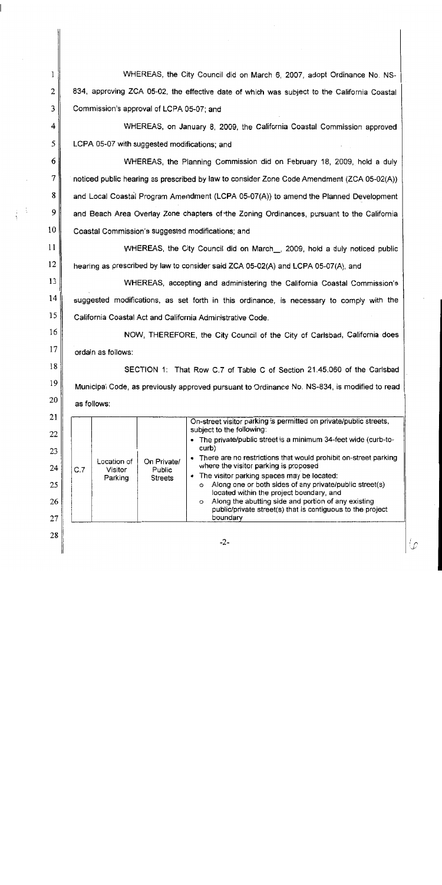WHEREAS, the City Council did on March 6, 2007, adopt Ordinance No. NS-834, approving ZCA 05-02, the effective date of which was subject to the California Coastal Commission's approval of LCPA 05-07; and

WHEREAS, on January 8, 2009, the California Coastal Commission approved LCPA 05-07 with suggested modifications; and

WHEREAS, the Planning Commission did on February 18, 2009, hold a duly noticed public hearing as prescribed by law to consider Zone Code Amendment (ZCA 05-02(A)) and Local Coastal Program Amendment (LCPA 05-07(A)) to amend the Planned Development and Beach Area Overlay Zone chapters of the Zoning Ordinances, pursuant to the California Coastal Commission's suggested modifications; and

WHEREAS, the City Council did on March__, 2009, hold a duly noticed public hearing as prescribed by law to consider said ZCA 05-02(A) and LCPA 05-07(A), and

WHEREAS, accepting and administering the California Coastal Commission's suggested modifications, as set forth in this ordinance, is necessary to comply with the California Coastal Act and California Administrative Code.

NOW, THEREFORE, the City Council of the City of Carlsbad, California does ordain as follows:

SECTION 1: That Row C.7 of Table C of Section 21.45.060 of the Carlsbad Municipal Code, as previously approved pursuant to Ordinance No. NS-834, is modified to read as follows:

| | | | |
|---|---|---|---|
| C.7 | Location of Visitor Parking | On Private/ Public Streets | On-street visitor parking is permitted on private/public streets, subject to the following: <br>• The private/public street is a minimum 34-feet wide (curb-to-curb) <br>• There are no restrictions that would prohibit on-street parking where the visitor parking is proposed <br>• The visitor parking spaces may be located: <br>o Along one or both sides of any private/public street(s) located within the project boundary, and <br>o Along the abutting side and portion of any existing public/private street(s) that is contiguous to the project boundary |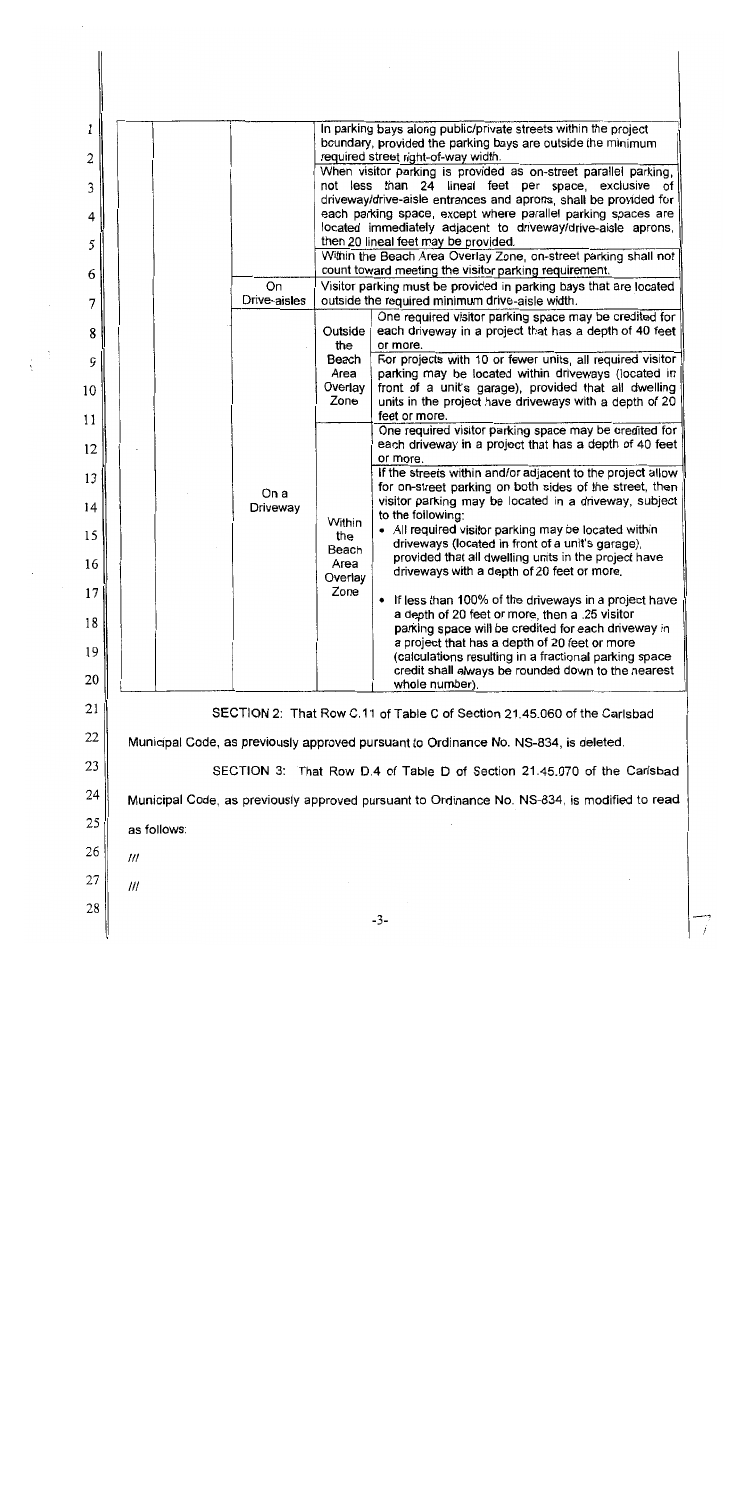| | | | | |
|---|---|---|---|---|
| | | | | In parking bays along public/private streets within the project boundary, provided the parking bays are outside the minimum required street right-of-way width. |
| | | | | When visitor parking is provided as on-street parallel parking, not less than 24 lineal feet per space, exclusive of driveway/drive-aisle entrances and aprons, shall be provided for each parking space, except where parallel parking spaces are located immediately adjacent to driveway/drive-aisle aprons, then 20 lineal feet may be provided. |
| | | | | Within the Beach Area Overlay Zone, on-street parking shall not count toward meeting the visitor parking requirement. |
| | | On Drive-aisles | | Visitor parking must be provided in parking bays that are located outside the required minimum drive-aisle width. |
| | | On a Driveway | Outside the Beach Area Overlay Zone | One required visitor parking space may be credited for each driveway in a project that has a depth of 40 feet or more. |
| | | | | For projects with 10 or fewer units, all required visitor parking may be located within driveways (located in front of a unit's garage), provided that all dwelling units in the project have driveways with a depth of 20 feet or more. |
| | | | Within the Beach Area Overlay Zone | One required visitor parking space may be credited for each driveway in a project that has a depth of 40 feet or more. |
| | | | | If the streets within and/or adjacent to the project allow for on-street parking on both sides of the street, then visitor parking may be located in a driveway, subject to the following:<br>• All required visitor parking may be located within driveways (located in front of a unit's garage), provided that all dwelling units in the project have driveways with a depth of 20 feet or more.<br>• If less than 100% of the driveways in a project have a depth of 20 feet or more, then a .25 visitor parking space will be credited for each driveway in a project that has a depth of 20 feet or more (calculations resulting in a fractional parking space credit shall always be rounded down to the nearest whole number). |

SECTION 2: That Row C.11 of Table C of Section 21.45.060 of the Carlsbad Municipal Code, as previously approved pursuant to Ordinance No. NS-834, is deleted.

SECTION 3: That Row D.4 of Table D of Section 21.45.070 of the Carlsbad Municipal Code, as previously approved pursuant to Ordinance No. NS-834, is modified to read as follows:

///

///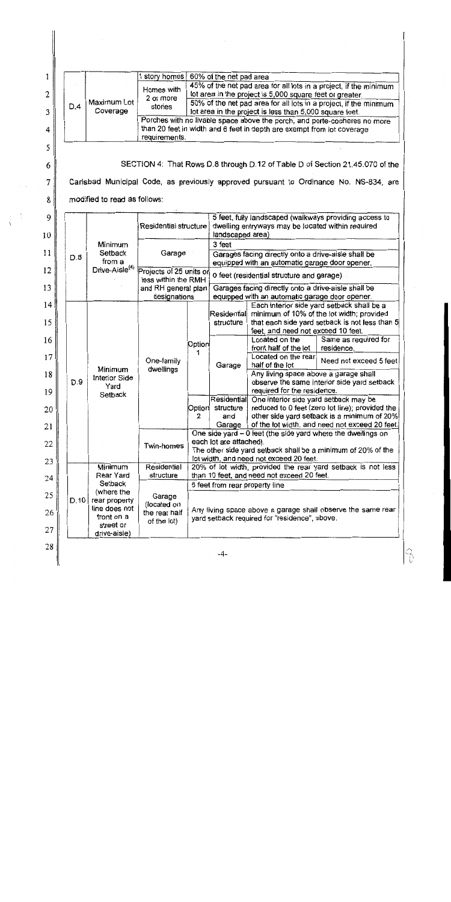| | | | |
|---|---|---|---|
| D.4 | Maximum Lot Coverage | 1 story homes | 60% of the net pad area |
| | | Homes with 2 or more stories | 45% of the net pad area for all lots in a project, if the minimum lot area in the project is 5,000 square feet or greater. |
| | | | 50% of the net pad area for all lots in a project, if the minimum lot area in the project is less than 5,000 square feet. |
| | | Porches with no livable space above the porch, and porte-cocheres no more than 20 feet in width and 6 feet in depth are exempt from lot coverage requirements. | |

SECTION 4: That Rows D.8 through D.12 of Table D of Section 21.45.070 of the Carlsbad Municipal Code, as previously approved pursuant to Ordinance No. NS-834, are modified to read as follows:

| | | | | | | |
|---|---|---|---|---|---|---|
| D.8 | Minimum Setback from a Drive-Aisle[4] | Residential structure | | 5 feet, fully landscaped (walkways providing access to dwelling entryways may be located within required landscaped area) | | |
| | | Garage | | 3 feet | | |
| | | | | Garages facing directly onto a drive-aisle shall be equipped with an automatic garage door opener. | | |
| | | Projects of 25 units or less within the RMH and RH general plan designations | | 0 feet (residential structure and garage) | | |
| | | | | Garages facing directly onto a drive-aisle shall be equipped with an automatic garage door opener. | | |
| D.9 | Minimum Interior Side Yard Setback | One-family dwellings | Option 1 | Residential structure | Each interior side yard setback shall be a minimum of 10% of the lot width; provided that each side yard setback is not less than 5 feet, and need not exceed 10 feet. | |
| | | | | Garage | Located on the front half of the lot | Same as required for residence. |
| | | | | | Located on the rear half of the lot | Need not exceed 5 feet |
| | | | | | Any living space above a garage shall observe the same interior side yard setback required for the residence. | |
| | | | Option 2 | Residential structure and Garage | One interior side yard setback may be reduced to 0 feet (zero lot line); provided the other side yard setback is a minimum of 20% of the lot width, and need not exceed 20 feet. | |
| | | Twin-homes | | One side yard – 0 feet (the side yard where the dwellings on each lot are attached). The other side yard setback shall be a minimum of 20% of the lot width, and need not exceed 20 feet. | | |
| D.10 | Minimum Rear Yard Setback (where the rear property line does not front on a street or drive-aisle) | Residential structure | | 20% of lot width, provided the rear yard setback is not less than 10 feet, and need not exceed 20 feet. | | |
| | | Garage (located on the rear half of the lot) | | 5 feet from rear property line | | |
| | | | | Any living space above a garage shall observe the same rear yard setback required for "residence", above. | | |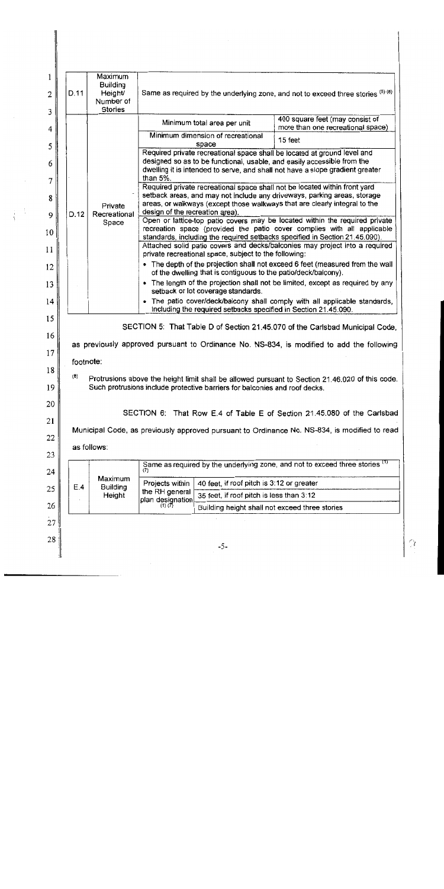| D.11 | Maximum Building Height/ Number of Stories | Same as required by the underlying zone, and not to exceed three stories (5) (8) | |
|---|---|---|---|
| D.12 | Private Recreational Space | Minimum total area per unit | 400 square feet (may consist of more than one recreational space) |
| | | Minimum dimension of recreational space | 15 feet |
| | | Required private recreational space shall be located at ground level and designed so as to be functional, usable, and easily accessible from the dwelling it is intended to serve, and shall not have a slope gradient greater than 5%. | |
| | | Required private recreational space shall not be located within front yard setback areas, and may not include any driveways, parking areas, storage areas, or walkways (except those walkways that are clearly integral to the design of the recreation area). | |
| | | Open or lattice-top patio covers may be located within the required private recreation space (provided the patio cover complies with all applicable standards, including the required setbacks specified in Section 21.45.090). | |
| | | Attached solid patio covers and decks/balconies may project into a required private recreational space, subject to the following:<br>• The depth of the projection shall not exceed 6 feet (measured from the wall of the dwelling that is contiguous to the patio/deck/balcony).<br>• The length of the projection shall not be limited, except as required by any setback or lot coverage standards.<br>• The patio cover/deck/balcony shall comply with all applicable standards, including the required setbacks specified in Section 21.45.090. | |

SECTION 5: That Table D of Section 21.45.070 of the Carlsbad Municipal Code, as previously approved pursuant to Ordinance No. NS-834, is modified to add the following footnote:

(8) Protrusions above the height limit shall be allowed pursuant to Section 21.46.020 of this code. Such protrusions include protective barriers for balconies and roof decks.

SECTION 6: That Row E.4 of Table E of Section 21.45.080 of the Carlsbad Municipal Code, as previously approved pursuant to Ordinance No. NS-834, is modified to read as follows:

| E.4 | Maximum Building Height | Same as required by the underlying zone, and not to exceed three stories (1) (7) | |
|---|---|---|---|
| | | Projects within the RH general plan designation (1) (7) | 40 feet, if roof pitch is 3:12 or greater |
| | | | 35 feet, if roof pitch is less than 3:12 |
| | | | Building height shall not exceed three stories |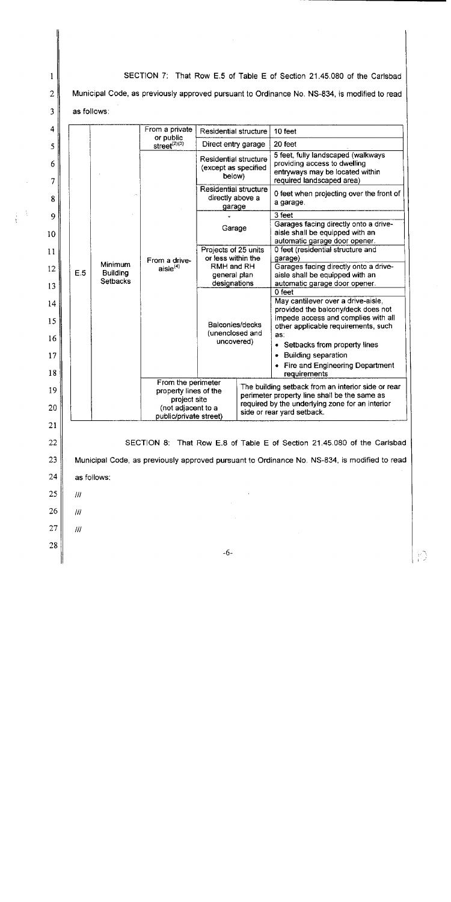SECTION 7: That Row E.5 of Table E of Section 21.45.080 of the Carlsbad Municipal Code, as previously approved pursuant to Ordinance No. NS-834, is modified to read as follows:

| | | | | |
|---|---|---|---|---|
| E.5 | Minimum Building Setbacks | From a private or public street[2][3] | Residential structure | 10 feet |
| | | | Direct entry garage | 20 feet |
| | | From a drive-aisle[4] | Residential structure (except as specified below) | 5 feet, fully landscaped (walkways providing access to dwelling entryways may be located within required landscaped area) |
| | | | Residential structure directly above a garage | 0 feet when projecting over the front of a garage. |
| | | | Garage | 3 feet<br>Garages facing directly onto a drive-aisle shall be equipped with an automatic garage door opener. |
| | | | Projects of 25 units or less within the RMH and RH general plan designations | 0 feet (residential structure and garage)<br>Garages facing directly onto a drive-aisle shall be equipped with an automatic garage door opener. |
| | | | Balconies/decks (unenclosed and uncovered) | 0 feet<br>May cantilever over a drive-aisle, provided the balcony/deck does not impede access and complies with all other applicable requirements, such as:<br>• Setbacks from property lines<br>• Building separation<br>• Fire and Engineering Department requirements |
| | | From the perimeter property lines of the project site (not adjacent to a public/private street) | The building setback from an interior side or rear perimeter property line shall be the same as required by the underlying zone for an interior side or rear yard setback. | |

SECTION 8: That Row E.8 of Table E of Section 21.45.080 of the Carlsbad Municipal Code, as previously approved pursuant to Ordinance No. NS-834, is modified to read as follows:

///

///

///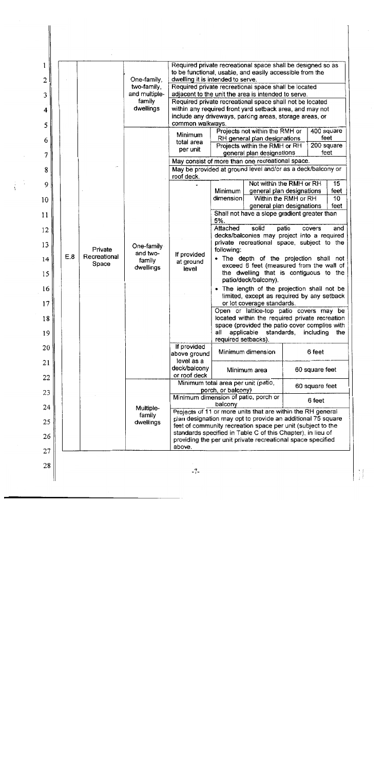|  |  |  |  |  |  |
|---|---|---|---|---|---|
| E.8 | Private Recreational Space | One-family, two-family, and multiple-family dwellings | Required private recreational space shall be designed so as to be functional, usable, and easily accessible from the dwelling it is intended to serve. | | |
| | | | Required private recreational space shall be located adjacent to the unit the area is intended to serve. | | |
| | | | Required private recreational space shall not be located within any required front yard setback area, and may not include any driveways, parking areas, storage areas, or common walkways. | | |
| | | One-family and two-family dwellings | Minimum total area per unit | Projects not within the RMH or RH general plan designations | 400 square feet |
| | | | | Projects within the RMH or RH general plan designations | 200 square feet |
| | | | May consist of more than one recreational space. | | |
| | | | May be provided at ground level and/or as a deck/balcony or roof deck. | | |
| | | | If provided at ground level | Minimum dimension: Not within the RMH or RH general plan designations | 15 feet |
| | | | | Minimum dimension: Within the RMH or RH general plan designations | 10 feet |
| | | | | Shall not have a slope gradient greater than 5%. | |
| | | | | Attached solid patio covers and decks/balconies may project into a required private recreational space, subject to the following:<br>• The depth of the projection shall not exceed 6 feet (measured from the wall of the dwelling that is contiguous to the patio/deck/balcony).<br>• The length of the projection shall not be limited, except as required by any setback or lot coverage standards. | |
| | | | | Open or lattice-top patio covers may be located within the required private recreation space (provided the patio cover complies with all applicable standards, including the required setbacks). | |
| | | | If provided above ground level as a deck/balcony or roof deck | Minimum dimension | 6 feet |
| | | | | Minimum area | 60 square feet |
| | | Multiple-family dwellings | Minimum total area per unit (patio, porch, or balcony) | | 60 square feet |
| | | | Minimum dimension of patio, porch or balcony | | 6 feet |
| | | | Projects of 11 or more units that are within the RH general plan designation may opt to provide an additional 75 square feet of community recreation space per unit (subject to the standards specified in Table C of this Chapter), in lieu of providing the per unit private recreational space specified above. | | |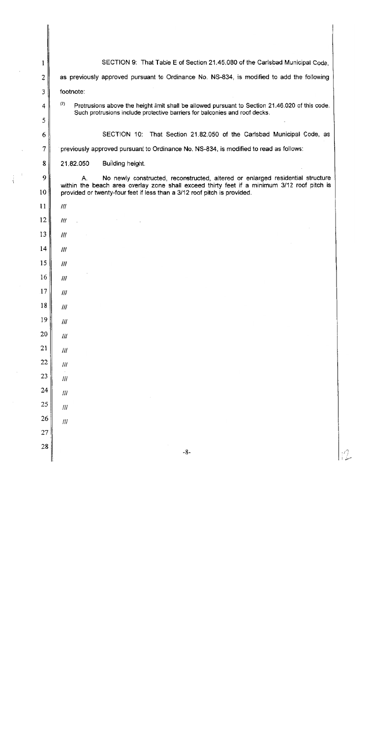SECTION 9: That Table E of Section 21.45.080 of the Carlsbad Municipal Code, as previously approved pursuant to Ordinance No. NS-834, is modified to add the following footnote:

(7) Protrusions above the height limit shall be allowed pursuant to Section 21.46.020 of this code. Such protrusions include protective barriers for balconies and roof decks.

SECTION 10: That Section 21.82.050 of the Carlsbad Municipal Code, as previously approved pursuant to Ordinance No. NS-834, is modified to read as follows:

21.82.050 Building height.

A. No newly constructed, reconstructed, altered or enlarged residential structure within the beach area overlay zone shall exceed thirty feet if a minimum 3/12 roof pitch is provided or twenty-four feet if less than a 3/12 roof pitch is provided.

///

///

///

///

///

///

///

///

///

///

///

///

///

///

///

///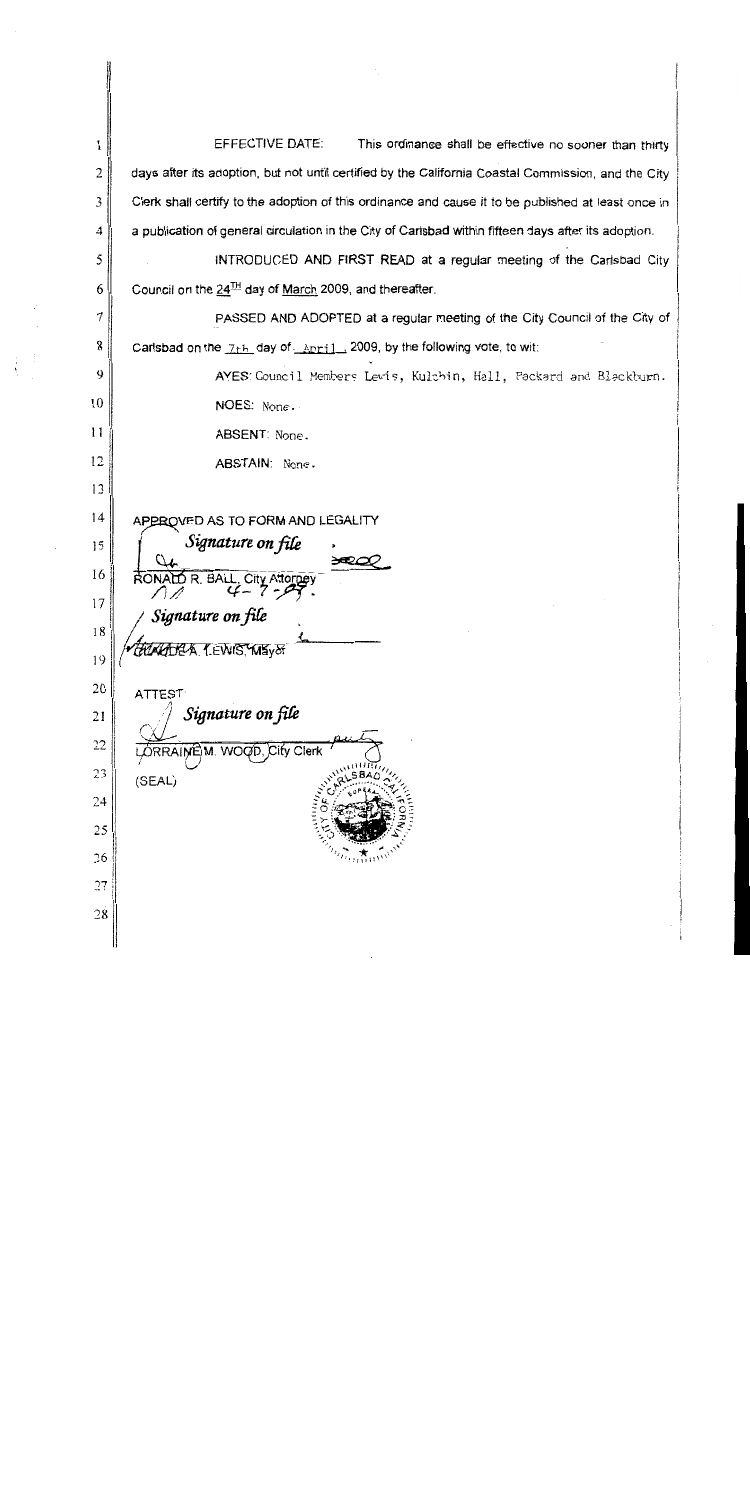EFFECTIVE DATE: This ordinance shall be effective no sooner than thirty days after its adoption, but not until certified by the California Coastal Commission, and the City Clerk shall certify to the adoption of this ordinance and cause it to be published at least once in a publication of general circulation in the City of Carlsbad within fifteen days after its adoption.

INTRODUCED AND FIRST READ at a regular meeting of the Carlsbad City Council on the 24[TH] day of March 2009, and thereafter.

PASSED AND ADOPTED at a regular meeting of the City Council of the City of Carlsbad on the 7th day of April, 2009, by the following vote, to wit:

AYES: Council Members Lewis, Kulchin, Hall, Packard and Blackburn.

NOES: None.

ABSENT: None.

ABSTAIN: None.

APPROVED AS TO FORM AND LEGALITY

*Signature on file*

RONALD R. BALL, City Attorney 4-7-09

*Signature on file*

CLAUDE A. LEWIS, Mayor

ATTEST:

*Signature on file*

LORRAINE M. WOOD, City Clerk

(SEAL)